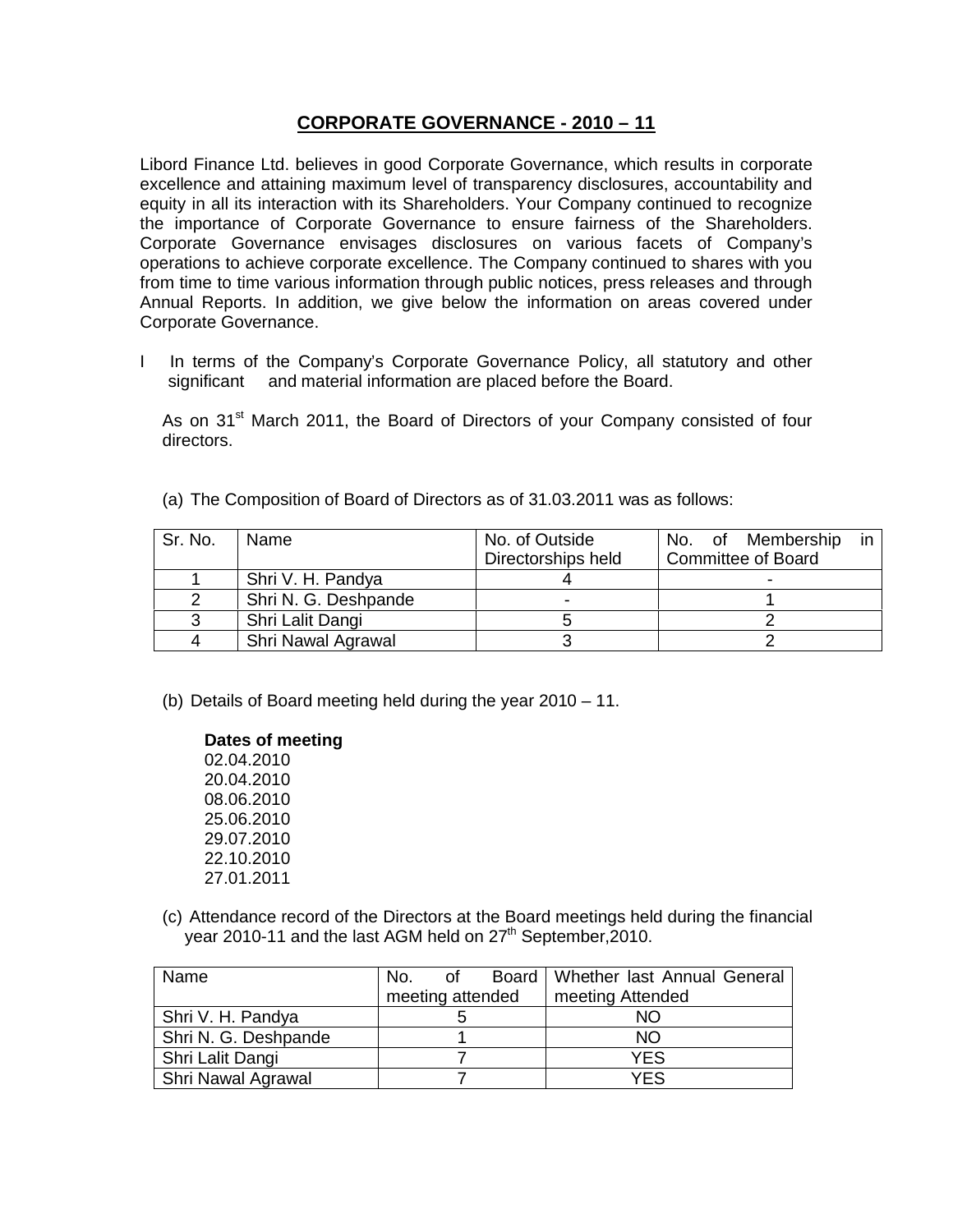# CORPORATE GOVERNANCE - 2010 – 11

Libord Finance Ltd. believes in good Corporate Governance, which results in corporate excellence and attaining maximum level of transparency disclosures, accountability and equity in all its interaction with its Shareholders. Your Company continued to recognize the importance of Corporate Governance to ensure fairness of the Shareholders. Corporate Governance envisages disclosures on various facets of Company's operations to achieve corporate excellence. The Company continued to shares with you from time to time various information through public notices, press releases and through Annual Reports. In addition, we give below the information on areas covered under Corporate Governance.

I In terms of the Company's Corporate Governance Policy, all statutory and other significant and material information are placed before the Board.

As on 31st March 2011, the Board of Directors of your Company consisted of four directors.

(a) The Composition of Board of Directors as of 31.03.2011 was as follows:

| Sr. No. | Name | No. of Outside Directorships held | No. of Membership in Committee of Board |
|---|---|---|---|
| 1 | Shri V. H. Pandya | 4 | - |
| 2 | Shri N. G. Deshpande | - | 1 |
| 3 | Shri Lalit Dangi | 5 | 2 |
| 4 | Shri Nawal Agrawal | 3 | 2 |

(b) Details of Board meeting held during the year 2010 – 11.

**Dates of meeting**
02.04.2010
20.04.2010
08.06.2010
25.06.2010
29.07.2010
22.10.2010
27.01.2011

(c) Attendance record of the Directors at the Board meetings held during the financial year 2010-11 and the last AGM held on 27th September,2010.

| Name | No. of Board meeting attended | Whether last Annual General meeting Attended |
|---|---|---|
| Shri V. H. Pandya | 5 | NO |
| Shri N. G. Deshpande | 1 | NO |
| Shri Lalit Dangi | 7 | YES |
| Shri Nawal Agrawal | 7 | YES |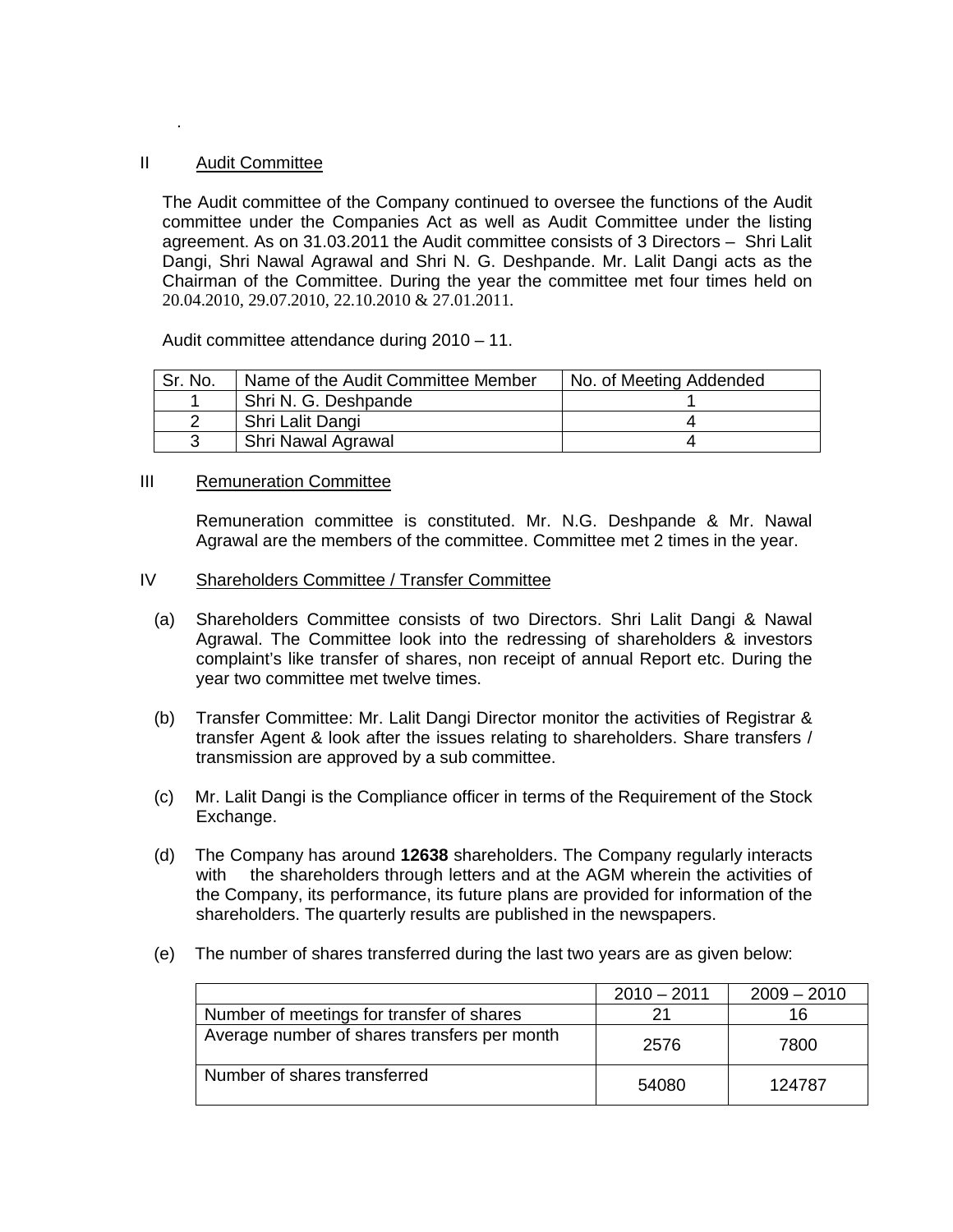## II Audit Committee

The Audit committee of the Company continued to oversee the functions of the Audit committee under the Companies Act as well as Audit Committee under the listing agreement. As on 31.03.2011 the Audit committee consists of 3 Directors – Shri Lalit Dangi, Shri Nawal Agrawal and Shri N. G. Deshpande. Mr. Lalit Dangi acts as the Chairman of the Committee. During the year the committee met four times held on 20.04.2010, 29.07.2010, 22.10.2010 & 27.01.2011.

Audit committee attendance during 2010 – 11.

| Sr. No. | Name of the Audit Committee Member | No. of Meeting Addended |
|---|---|---|
| 1 | Shri N. G. Deshpande | 1 |
| 2 | Shri Lalit Dangi | 4 |
| 3 | Shri Nawal Agrawal | 4 |

## III Remuneration Committee

Remuneration committee is constituted. Mr. N.G. Deshpande & Mr. Nawal Agrawal are the members of the committee. Committee met 2 times in the year.

## IV Shareholders Committee / Transfer Committee

(a) Shareholders Committee consists of two Directors. Shri Lalit Dangi & Nawal Agrawal. The Committee look into the redressing of shareholders & investors complaint's like transfer of shares, non receipt of annual Report etc. During the year two committee met twelve times.

(b) Transfer Committee: Mr. Lalit Dangi Director monitor the activities of Registrar & transfer Agent & look after the issues relating to shareholders. Share transfers / transmission are approved by a sub committee.

(c) Mr. Lalit Dangi is the Compliance officer in terms of the Requirement of the Stock Exchange.

(d) The Company has around **12638** shareholders. The Company regularly interacts with the shareholders through letters and at the AGM wherein the activities of the Company, its performance, its future plans are provided for information of the shareholders. The quarterly results are published in the newspapers.

(e) The number of shares transferred during the last two years are as given below:

| | 2010 – 2011 | 2009 – 2010 |
|---|---|---|
| Number of meetings for transfer of shares | 21 | 16 |
| Average number of shares transfers per month | 2576 | 7800 |
| Number of shares transferred | 54080 | 124787 |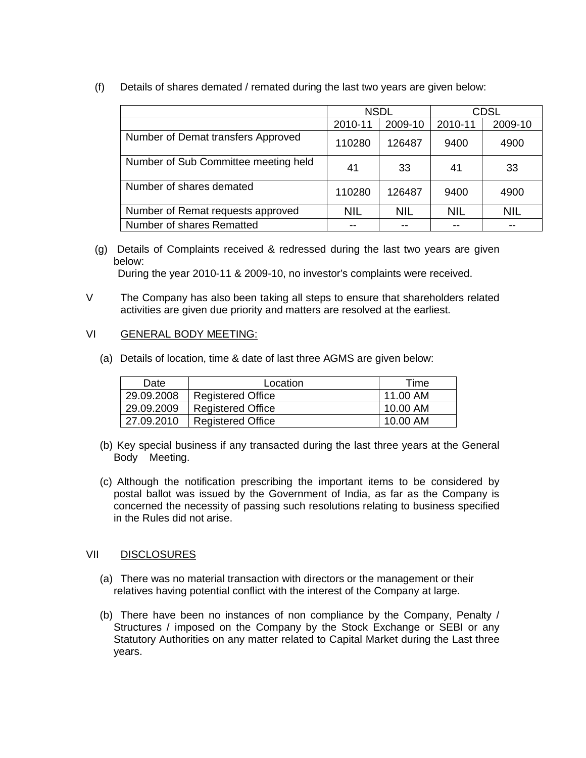(f) Details of shares demated / remated during the last two years are given below:

| | NSDL | | CDSL | |
|---|---|---|---|---|
| | 2010-11 | 2009-10 | 2010-11 | 2009-10 |
| Number of Demat transfers Approved | 110280 | 126487 | 9400 | 4900 |
| Number of Sub Committee meeting held | 41 | 33 | 41 | 33 |
| Number of shares demated | 110280 | 126487 | 9400 | 4900 |
| Number of Remat requests approved | NIL | NIL | NIL | NIL |
| Number of shares Rematted | -- | -- | -- | -- |

(g) Details of Complaints received & redressed during the last two years are given below:
During the year 2010-11 & 2009-10, no investor's complaints were received.

V The Company has also been taking all steps to ensure that shareholders related activities are given due priority and matters are resolved at the earliest.

VI <u>GENERAL BODY MEETING:</u>

(a) Details of location, time & date of last three AGMS are given below:

| Date | Location | Time |
|---|---|---|
| 29.09.2008 | Registered Office | 11.00 AM |
| 29.09.2009 | Registered Office | 10.00 AM |
| 27.09.2010 | Registered Office | 10.00 AM |

(b) Key special business if any transacted during the last three years at the General Body Meeting.

(c) Although the notification prescribing the important items to be considered by postal ballot was issued by the Government of India, as far as the Company is concerned the necessity of passing such resolutions relating to business specified in the Rules did not arise.

VII <u>DISCLOSURES</u>

(a) There was no material transaction with directors or the management or their relatives having potential conflict with the interest of the Company at large.

(b) There have been no instances of non compliance by the Company, Penalty / Structures / imposed on the Company by the Stock Exchange or SEBI or any Statutory Authorities on any matter related to Capital Market during the Last three years.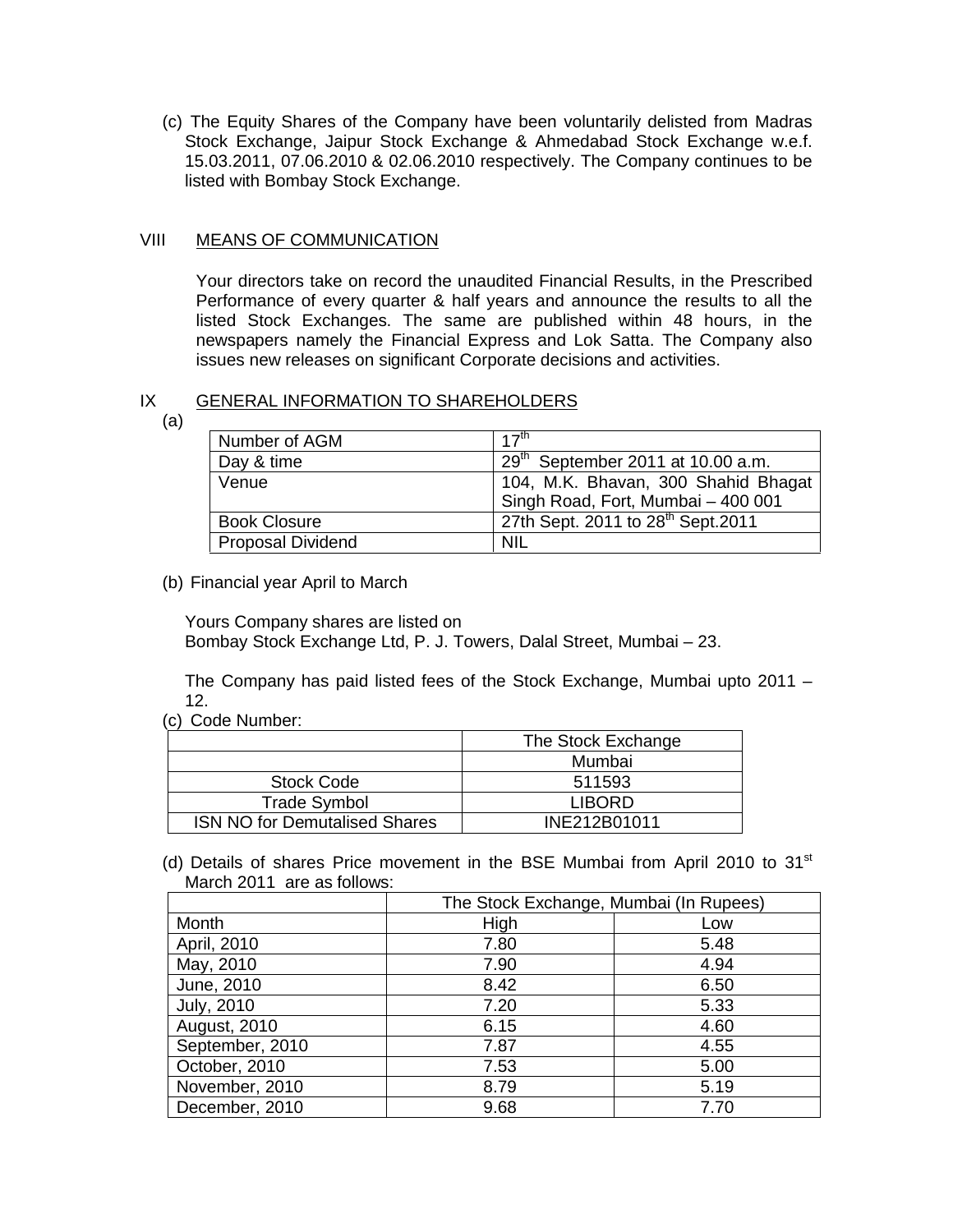(c) The Equity Shares of the Company have been voluntarily delisted from Madras Stock Exchange, Jaipur Stock Exchange & Ahmedabad Stock Exchange w.e.f. 15.03.2011, 07.06.2010 & 02.06.2010 respectively. The Company continues to be listed with Bombay Stock Exchange.

## VIII MEANS OF COMMUNICATION

Your directors take on record the unaudited Financial Results, in the Prescribed Performance of every quarter & half years and announce the results to all the listed Stock Exchanges. The same are published within 48 hours, in the newspapers namely the Financial Express and Lok Satta. The Company also issues new releases on significant Corporate decisions and activities.

## IX GENERAL INFORMATION TO SHAREHOLDERS

(a)

| Number of AGM | 17th |
|---|---|
| Day & time | 29th September 2011 at 10.00 a.m. |
| Venue | 104, M.K. Bhavan, 300 Shahid Bhagat Singh Road, Fort, Mumbai – 400 001 |
| Book Closure | 27th Sept. 2011 to 28th Sept.2011 |
| Proposal Dividend | NIL |

(b) Financial year April to March

Yours Company shares are listed on
Bombay Stock Exchange Ltd, P. J. Towers, Dalal Street, Mumbai – 23.

The Company has paid listed fees of the Stock Exchange, Mumbai upto 2011 – 12.

(c) Code Number:

| | The Stock Exchange |
|---|---|
| | Mumbai |
| Stock Code | 511593 |
| Trade Symbol | LIBORD |
| ISN NO for Demutalised Shares | INE212B01011 |

(d) Details of shares Price movement in the BSE Mumbai from April 2010 to 31st March 2011 are as follows:

| | The Stock Exchange, Mumbai (In Rupees) | |
|---|---|---|
| Month | High | Low |
| April, 2010 | 7.80 | 5.48 |
| May, 2010 | 7.90 | 4.94 |
| June, 2010 | 8.42 | 6.50 |
| July, 2010 | 7.20 | 5.33 |
| August, 2010 | 6.15 | 4.60 |
| September, 2010 | 7.87 | 4.55 |
| October, 2010 | 7.53 | 5.00 |
| November, 2010 | 8.79 | 5.19 |
| December, 2010 | 9.68 | 7.70 |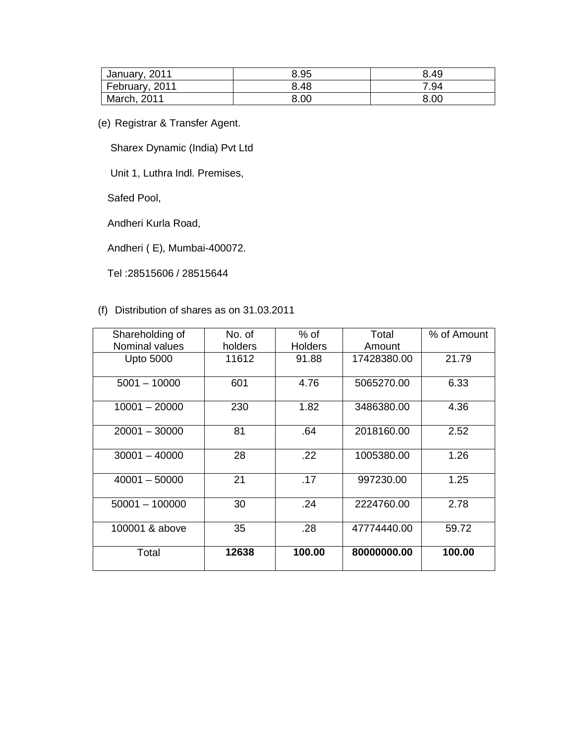| January, 2011 | 8.95 | 8.49 |
|---|---|---|
| February, 2011 | 8.48 | 7.94 |
| March, 2011 | 8.00 | 8.00 |

(e) Registrar & Transfer Agent.

Sharex Dynamic (India) Pvt Ltd

Unit 1, Luthra Indl. Premises,

Safed Pool,

Andheri Kurla Road,

Andheri ( E), Mumbai-400072.

Tel :28515606 / 28515644

(f) Distribution of shares as on 31.03.2011

| Shareholding of Nominal values | No. of holders | % of Holders | Total Amount | % of Amount |
|---|---|---|---|---|
| Upto 5000 | 11612 | 91.88 | 17428380.00 | 21.79 |
| 5001 – 10000 | 601 | 4.76 | 5065270.00 | 6.33 |
| 10001 – 20000 | 230 | 1.82 | 3486380.00 | 4.36 |
| 20001 – 30000 | 81 | .64 | 2018160.00 | 2.52 |
| 30001 – 40000 | 28 | .22 | 1005380.00 | 1.26 |
| 40001 – 50000 | 21 | .17 | 997230.00 | 1.25 |
| 50001 – 100000 | 30 | .24 | 2224760.00 | 2.78 |
| 100001 & above | 35 | .28 | 47774440.00 | 59.72 |
| Total | **12638** | **100.00** | **80000000.00** | **100.00** |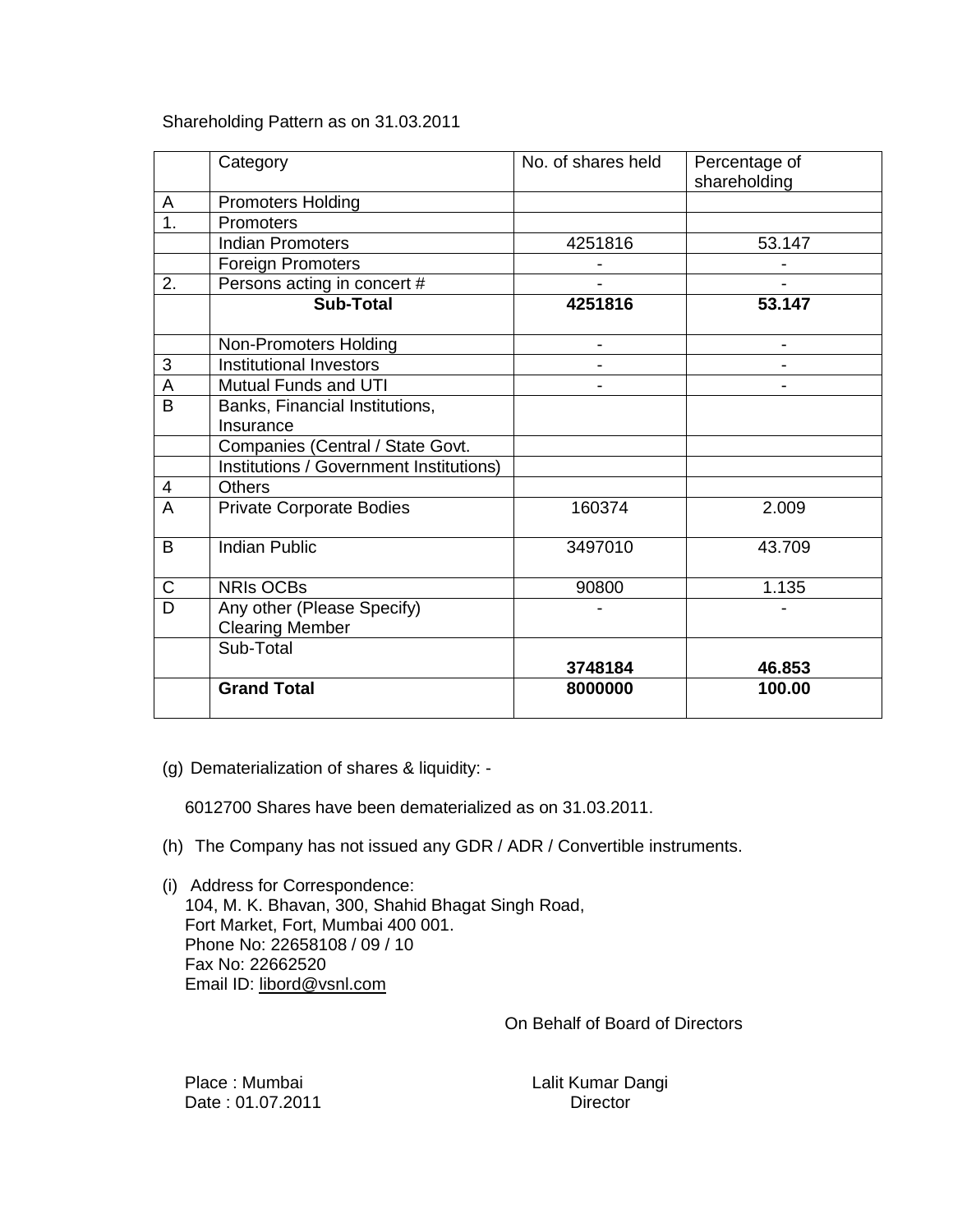Shareholding Pattern as on 31.03.2011

| | Category | No. of shares held | Percentage of shareholding |
|---|---|---|---|
| A | Promoters Holding | | |
| 1. | Promoters | | |
| | Indian Promoters | 4251816 | 53.147 |
| | Foreign Promoters | - | - |
| 2. | Persons acting in concert # | - | - |
| | **Sub-Total** | **4251816** | **53.147** |
| | Non-Promoters Holding | - | - |
| 3 | Institutional Investors | - | - |
| A | Mutual Funds and UTI | - | - |
| B | Banks, Financial Institutions, Insurance | | |
| | Companies (Central / State Govt. | | |
| | Institutions / Government Institutions) | | |
| 4 | Others | | |
| A | Private Corporate Bodies | 160374 | 2.009 |
| B | Indian Public | 3497010 | 43.709 |
| C | NRIs OCBs | 90800 | 1.135 |
| D | Any other (Please Specify) Clearing Member | - | - |
| | Sub-Total | **3748184** | **46.853** |
| | **Grand Total** | **8000000** | **100.00** |

(g) Dematerialization of shares & liquidity: -

6012700 Shares have been dematerialized as on 31.03.2011.

(h) The Company has not issued any GDR / ADR / Convertible instruments.

(i) Address for Correspondence:
104, M. K. Bhavan, 300, Shahid Bhagat Singh Road,
Fort Market, Fort, Mumbai 400 001.
Phone No: 22658108 / 09 / 10
Fax No: 22662520
Email ID: libord@vsnl.com

On Behalf of Board of Directors

Place : Mumbai
Date : 01.07.2011

Lalit Kumar Dangi
Director